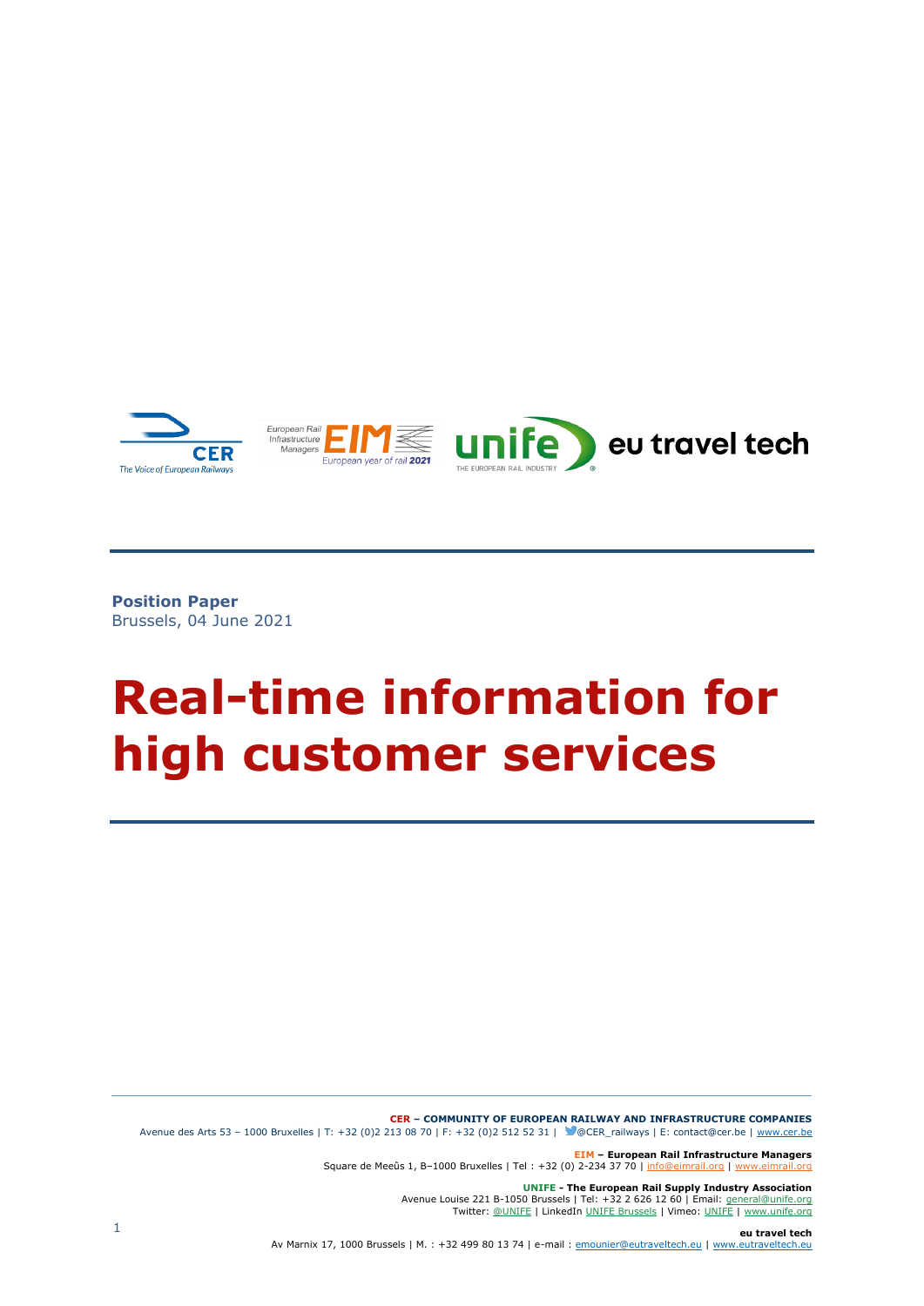**Position Paper**
Brussels, 04 June 2021

# Real-time information for high customer services

**CER – COMMUNITY OF EUROPEAN RAILWAY AND INFRASTRUCTURE COMPANIES**
Avenue des Arts 53 – 1000 Bruxelles | T: +32 (0)2 213 08 70 | F: +32 (0)2 512 52 31 | @CER_railways | E: contact@cer.be | www.cer.be

**EIM – European Rail Infrastructure Managers**
Square de Meeûs 1, B–1000 Bruxelles | Tel : +32 (0) 2-234 37 70 | info@eimrail.org | www.eimrail.org

**UNIFE - The European Rail Supply Industry Association**
Avenue Louise 221 B-1050 Brussels | Tel: +32 2 626 12 60 | Email: general@unife.org
Twitter: @UNIFE | LinkedIn UNIFE Brussels | Vimeo: UNIFE | www.unife.org

**eu travel tech**
Av Marnix 17, 1000 Brussels | M. : +32 499 80 13 74 | e-mail : emounier@eutraveltech.eu | www.eutraveltech.eu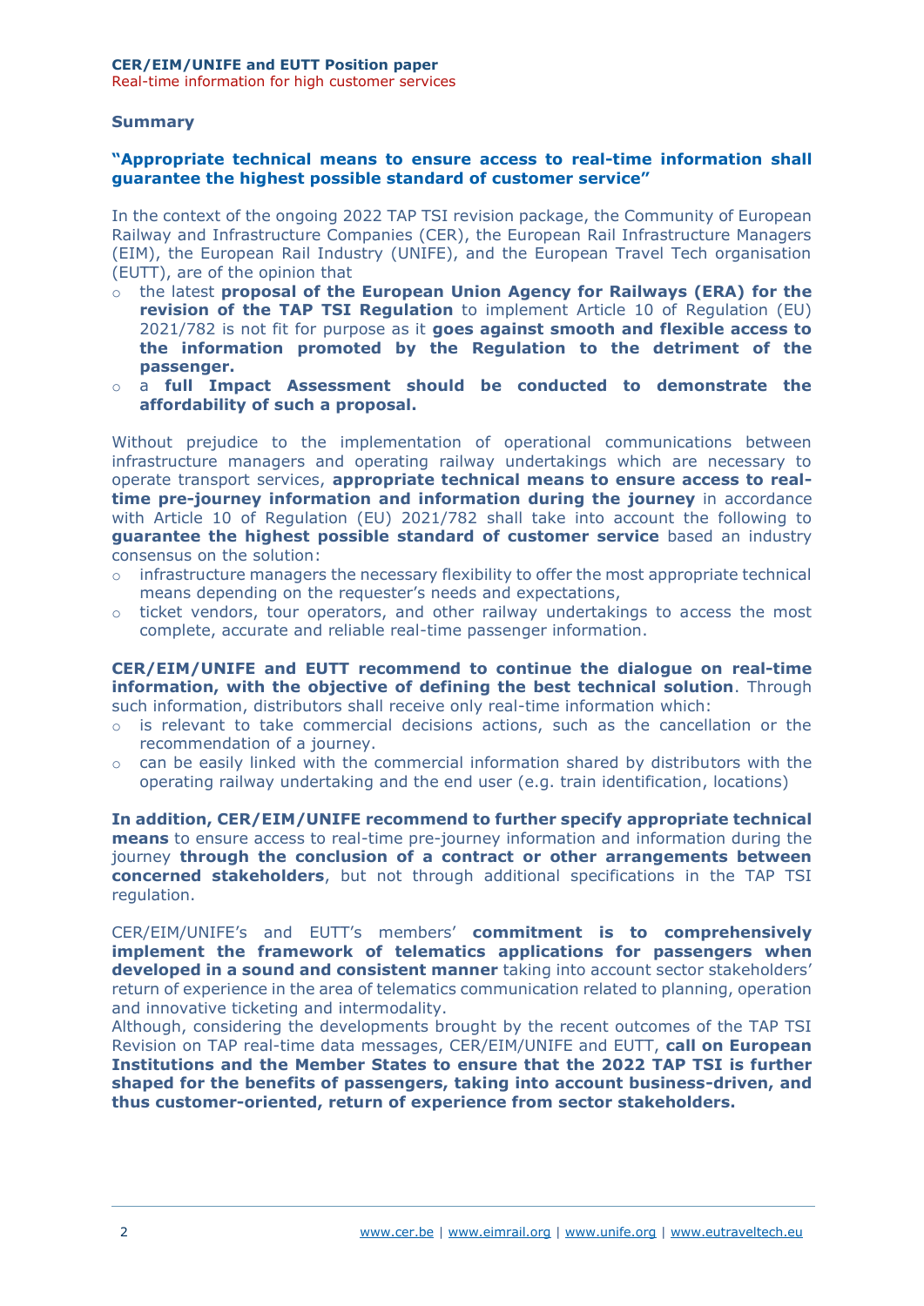## Summary

**"Appropriate technical means to ensure access to real-time information shall guarantee the highest possible standard of customer service"**

In the context of the ongoing 2022 TAP TSI revision package, the Community of European Railway and Infrastructure Companies (CER), the European Rail Infrastructure Managers (EIM), the European Rail Industry (UNIFE), and the European Travel Tech organisation (EUTT), are of the opinion that

- the latest **proposal of the European Union Agency for Railways (ERA) for the revision of the TAP TSI Regulation** to implement Article 10 of Regulation (EU) 2021/782 is not fit for purpose as it **goes against smooth and flexible access to the information promoted by the Regulation to the detriment of the passenger.**
- a **full Impact Assessment should be conducted to demonstrate the affordability of such a proposal.**

Without prejudice to the implementation of operational communications between infrastructure managers and operating railway undertakings which are necessary to operate transport services, **appropriate technical means to ensure access to real-time pre-journey information and information during the journey** in accordance with Article 10 of Regulation (EU) 2021/782 shall take into account the following to **guarantee the highest possible standard of customer service** based an industry consensus on the solution:

- infrastructure managers the necessary flexibility to offer the most appropriate technical means depending on the requester's needs and expectations,
- ticket vendors, tour operators, and other railway undertakings to access the most complete, accurate and reliable real-time passenger information.

**CER/EIM/UNIFE and EUTT recommend to continue the dialogue on real-time information, with the objective of defining the best technical solution**. Through such information, distributors shall receive only real-time information which:

- is relevant to take commercial decisions actions, such as the cancellation or the recommendation of a journey.
- can be easily linked with the commercial information shared by distributors with the operating railway undertaking and the end user (e.g. train identification, locations)

**In addition, CER/EIM/UNIFE recommend to further specify appropriate technical means** to ensure access to real-time pre-journey information and information during the journey **through the conclusion of a contract or other arrangements between concerned stakeholders**, but not through additional specifications in the TAP TSI regulation.

CER/EIM/UNIFE's and EUTT's members' **commitment is to comprehensively implement the framework of telematics applications for passengers when developed in a sound and consistent manner** taking into account sector stakeholders' return of experience in the area of telematics communication related to planning, operation and innovative ticketing and intermodality.

Although, considering the developments brought by the recent outcomes of the TAP TSI Revision on TAP real-time data messages, CER/EIM/UNIFE and EUTT, **call on European Institutions and the Member States to ensure that the 2022 TAP TSI is further shaped for the benefits of passengers, taking into account business-driven, and thus customer-oriented, return of experience from sector stakeholders.**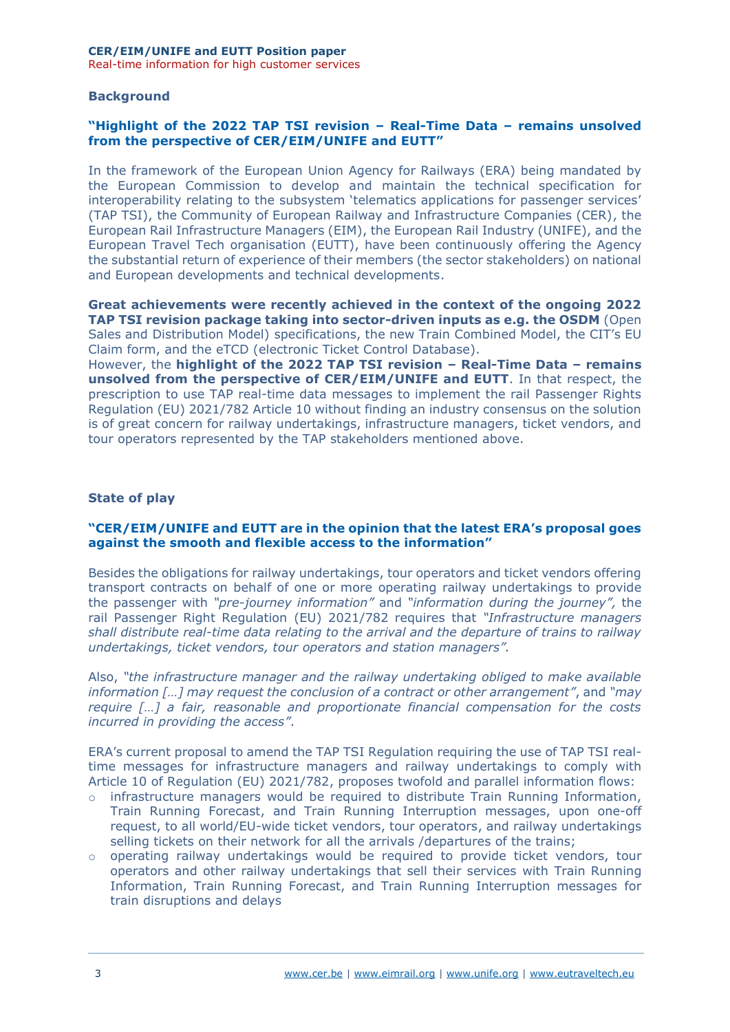## Background

### **"Highlight of the 2022 TAP TSI revision – Real-Time Data – remains unsolved from the perspective of CER/EIM/UNIFE and EUTT"**

In the framework of the European Union Agency for Railways (ERA) being mandated by the European Commission to develop and maintain the technical specification for interoperability relating to the subsystem 'telematics applications for passenger services' (TAP TSI), the Community of European Railway and Infrastructure Companies (CER), the European Rail Infrastructure Managers (EIM), the European Rail Industry (UNIFE), and the European Travel Tech organisation (EUTT), have been continuously offering the Agency the substantial return of experience of their members (the sector stakeholders) on national and European developments and technical developments.

**Great achievements were recently achieved in the context of the ongoing 2022 TAP TSI revision package taking into sector-driven inputs as e.g. the OSDM** (Open Sales and Distribution Model) specifications, the new Train Combined Model, the CIT's EU Claim form, and the eTCD (electronic Ticket Control Database).
However, the **highlight of the 2022 TAP TSI revision – Real-Time Data – remains unsolved from the perspective of CER/EIM/UNIFE and EUTT**. In that respect, the prescription to use TAP real-time data messages to implement the rail Passenger Rights Regulation (EU) 2021/782 Article 10 without finding an industry consensus on the solution is of great concern for railway undertakings, infrastructure managers, ticket vendors, and tour operators represented by the TAP stakeholders mentioned above.

## State of play

### **"CER/EIM/UNIFE and EUTT are in the opinion that the latest ERA's proposal goes against the smooth and flexible access to the information"**

Besides the obligations for railway undertakings, tour operators and ticket vendors offering transport contracts on behalf of one or more operating railway undertakings to provide the passenger with *"pre-journey information"* and *"information during the journey"*, the rail Passenger Right Regulation (EU) 2021/782 requires that *"Infrastructure managers shall distribute real-time data relating to the arrival and the departure of trains to railway undertakings, ticket vendors, tour operators and station managers"*.

Also, *"the infrastructure manager and the railway undertaking obliged to make available information […] may request the conclusion of a contract or other arrangement"*, and *"may require […] a fair, reasonable and proportionate financial compensation for the costs incurred in providing the access"*.

ERA's current proposal to amend the TAP TSI Regulation requiring the use of TAP TSI real-time messages for infrastructure managers and railway undertakings to comply with Article 10 of Regulation (EU) 2021/782, proposes twofold and parallel information flows:

- infrastructure managers would be required to distribute Train Running Information, Train Running Forecast, and Train Running Interruption messages, upon one-off request, to all world/EU-wide ticket vendors, tour operators, and railway undertakings selling tickets on their network for all the arrivals /departures of the trains;
- operating railway undertakings would be required to provide ticket vendors, tour operators and other railway undertakings that sell their services with Train Running Information, Train Running Forecast, and Train Running Interruption messages for train disruptions and delays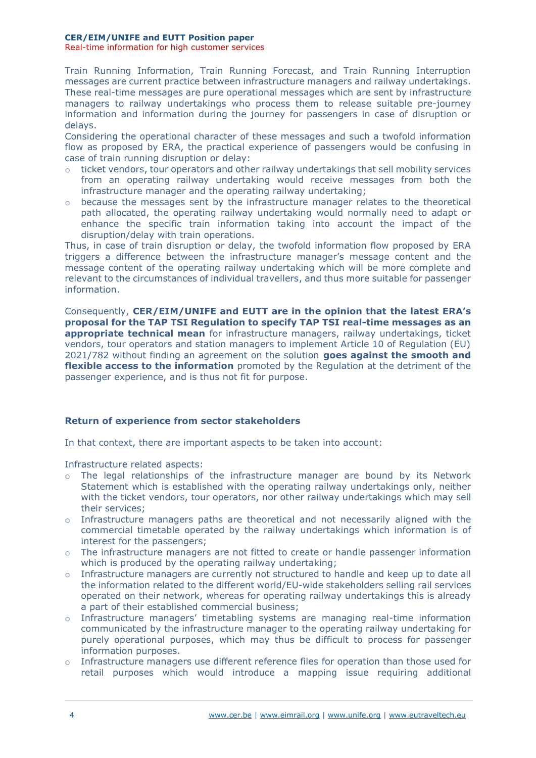Train Running Information, Train Running Forecast, and Train Running Interruption messages are current practice between infrastructure managers and railway undertakings. These real-time messages are pure operational messages which are sent by infrastructure managers to railway undertakings who process them to release suitable pre-journey information and information during the journey for passengers in case of disruption or delays.
Considering the operational character of these messages and such a twofold information flow as proposed by ERA, the practical experience of passengers would be confusing in case of train running disruption or delay:

- ticket vendors, tour operators and other railway undertakings that sell mobility services from an operating railway undertaking would receive messages from both the infrastructure manager and the operating railway undertaking;
- because the messages sent by the infrastructure manager relates to the theoretical path allocated, the operating railway undertaking would normally need to adapt or enhance the specific train information taking into account the impact of the disruption/delay with train operations.

Thus, in case of train disruption or delay, the twofold information flow proposed by ERA triggers a difference between the infrastructure manager's message content and the message content of the operating railway undertaking which will be more complete and relevant to the circumstances of individual travellers, and thus more suitable for passenger information.

Consequently, **CER/EIM/UNIFE and EUTT are in the opinion that the latest ERA's proposal for the TAP TSI Regulation to specify TAP TSI real-time messages as an appropriate technical mean** for infrastructure managers, railway undertakings, ticket vendors, tour operators and station managers to implement Article 10 of Regulation (EU) 2021/782 without finding an agreement on the solution **goes against the smooth and flexible access to the information** promoted by the Regulation at the detriment of the passenger experience, and is thus not fit for purpose.

**Return of experience from sector stakeholders**

In that context, there are important aspects to be taken into account:

Infrastructure related aspects:

- The legal relationships of the infrastructure manager are bound by its Network Statement which is established with the operating railway undertakings only, neither with the ticket vendors, tour operators, nor other railway undertakings which may sell their services;
- Infrastructure managers paths are theoretical and not necessarily aligned with the commercial timetable operated by the railway undertakings which information is of interest for the passengers;
- The infrastructure managers are not fitted to create or handle passenger information which is produced by the operating railway undertaking;
- Infrastructure managers are currently not structured to handle and keep up to date all the information related to the different world/EU-wide stakeholders selling rail services operated on their network, whereas for operating railway undertakings this is already a part of their established commercial business;
- Infrastructure managers' timetabling systems are managing real-time information communicated by the infrastructure manager to the operating railway undertaking for purely operational purposes, which may thus be difficult to process for passenger information purposes.
- Infrastructure managers use different reference files for operation than those used for retail purposes which would introduce a mapping issue requiring additional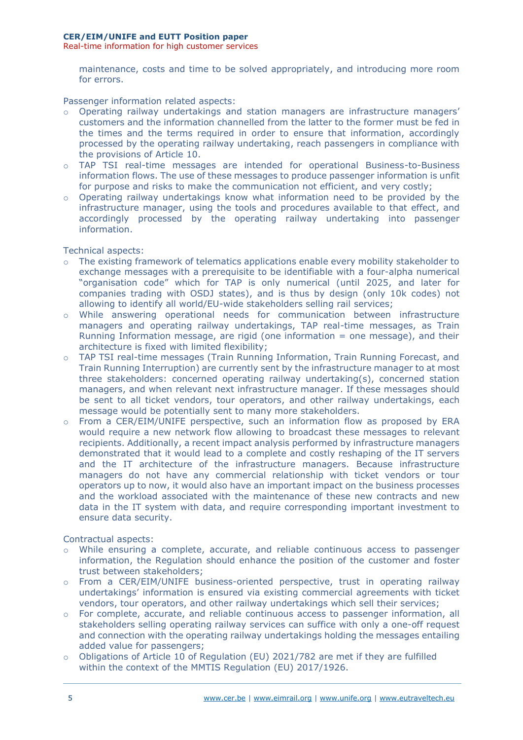maintenance, costs and time to be solved appropriately, and introducing more room for errors.

Passenger information related aspects:

- Operating railway undertakings and station managers are infrastructure managers' customers and the information channelled from the latter to the former must be fed in the times and the terms required in order to ensure that information, accordingly processed by the operating railway undertaking, reach passengers in compliance with the provisions of Article 10.
- TAP TSI real-time messages are intended for operational Business-to-Business information flows. The use of these messages to produce passenger information is unfit for purpose and risks to make the communication not efficient, and very costly;
- Operating railway undertakings know what information need to be provided by the infrastructure manager, using the tools and procedures available to that effect, and accordingly processed by the operating railway undertaking into passenger information.

Technical aspects:

- The existing framework of telematics applications enable every mobility stakeholder to exchange messages with a prerequisite to be identifiable with a four-alpha numerical "organisation code" which for TAP is only numerical (until 2025, and later for companies trading with OSDJ states), and is thus by design (only 10k codes) not allowing to identify all world/EU-wide stakeholders selling rail services;
- While answering operational needs for communication between infrastructure managers and operating railway undertakings, TAP real-time messages, as Train Running Information message, are rigid (one information = one message), and their architecture is fixed with limited flexibility;
- TAP TSI real-time messages (Train Running Information, Train Running Forecast, and Train Running Interruption) are currently sent by the infrastructure manager to at most three stakeholders: concerned operating railway undertaking(s), concerned station managers, and when relevant next infrastructure manager. If these messages should be sent to all ticket vendors, tour operators, and other railway undertakings, each message would be potentially sent to many more stakeholders.
- From a CER/EIM/UNIFE perspective, such an information flow as proposed by ERA would require a new network flow allowing to broadcast these messages to relevant recipients. Additionally, a recent impact analysis performed by infrastructure managers demonstrated that it would lead to a complete and costly reshaping of the IT servers and the IT architecture of the infrastructure managers. Because infrastructure managers do not have any commercial relationship with ticket vendors or tour operators up to now, it would also have an important impact on the business processes and the workload associated with the maintenance of these new contracts and new data in the IT system with data, and require corresponding important investment to ensure data security.

Contractual aspects:

- While ensuring a complete, accurate, and reliable continuous access to passenger information, the Regulation should enhance the position of the customer and foster trust between stakeholders;
- From a CER/EIM/UNIFE business-oriented perspective, trust in operating railway undertakings' information is ensured via existing commercial agreements with ticket vendors, tour operators, and other railway undertakings which sell their services;
- For complete, accurate, and reliable continuous access to passenger information, all stakeholders selling operating railway services can suffice with only a one-off request and connection with the operating railway undertakings holding the messages entailing added value for passengers;
- Obligations of Article 10 of Regulation (EU) 2021/782 are met if they are fulfilled within the context of the MMTIS Regulation (EU) 2017/1926.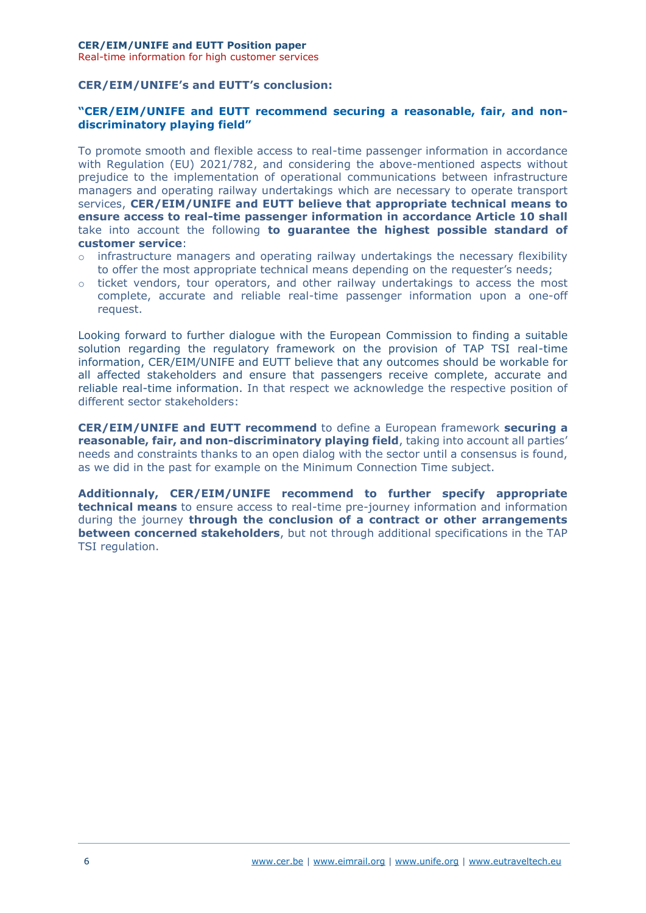**CER/EIM/UNIFE's and EUTT's conclusion:**

**"CER/EIM/UNIFE and EUTT recommend securing a reasonable, fair, and non-discriminatory playing field"**

To promote smooth and flexible access to real-time passenger information in accordance with Regulation (EU) 2021/782, and considering the above-mentioned aspects without prejudice to the implementation of operational communications between infrastructure managers and operating railway undertakings which are necessary to operate transport services, **CER/EIM/UNIFE and EUTT believe that appropriate technical means to ensure access to real-time passenger information in accordance Article 10 shall** take into account the following **to guarantee the highest possible standard of customer service**:

- infrastructure managers and operating railway undertakings the necessary flexibility to offer the most appropriate technical means depending on the requester's needs;
- ticket vendors, tour operators, and other railway undertakings to access the most complete, accurate and reliable real-time passenger information upon a one-off request.

Looking forward to further dialogue with the European Commission to finding a suitable solution regarding the regulatory framework on the provision of TAP TSI real-time information, CER/EIM/UNIFE and EUTT believe that any outcomes should be workable for all affected stakeholders and ensure that passengers receive complete, accurate and reliable real-time information. In that respect we acknowledge the respective position of different sector stakeholders:

**CER/EIM/UNIFE and EUTT recommend** to define a European framework **securing a reasonable, fair, and non-discriminatory playing field**, taking into account all parties' needs and constraints thanks to an open dialog with the sector until a consensus is found, as we did in the past for example on the Minimum Connection Time subject.

**Additionnaly, CER/EIM/UNIFE recommend to further specify appropriate technical means** to ensure access to real-time pre-journey information and information during the journey **through the conclusion of a contract or other arrangements between concerned stakeholders**, but not through additional specifications in the TAP TSI regulation.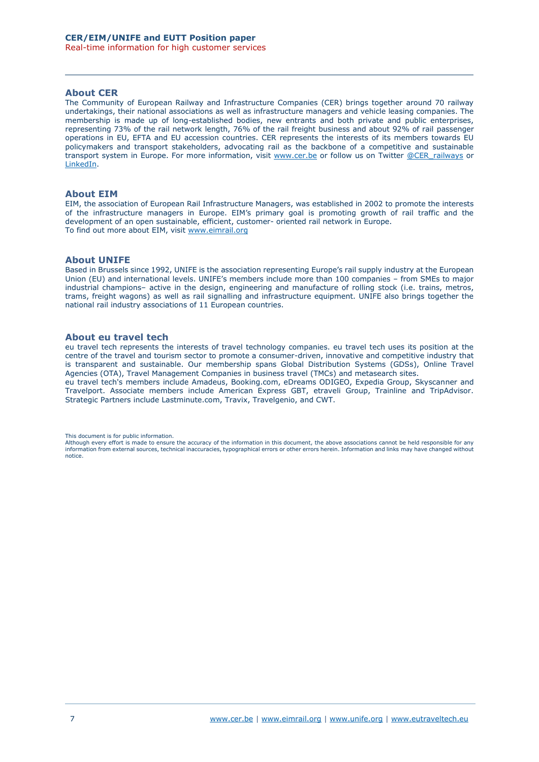## About CER

The Community of European Railway and Infrastructure Companies (CER) brings together around 70 railway undertakings, their national associations as well as infrastructure managers and vehicle leasing companies. The membership is made up of long-established bodies, new entrants and both private and public enterprises, representing 73% of the rail network length, 76% of the rail freight business and about 92% of rail passenger operations in EU, EFTA and EU accession countries. CER represents the interests of its members towards EU policymakers and transport stakeholders, advocating rail as the backbone of a competitive and sustainable transport system in Europe. For more information, visit www.cer.be or follow us on Twitter @CER_railways or LinkedIn.

## About EIM

EIM, the association of European Rail Infrastructure Managers, was established in 2002 to promote the interests of the infrastructure managers in Europe. EIM's primary goal is promoting growth of rail traffic and the development of an open sustainable, efficient, customer- oriented rail network in Europe.
To find out more about EIM, visit www.eimrail.org

## About UNIFE

Based in Brussels since 1992, UNIFE is the association representing Europe's rail supply industry at the European Union (EU) and international levels. UNIFE's members include more than 100 companies – from SMEs to major industrial champions– active in the design, engineering and manufacture of rolling stock (i.e. trains, metros, trams, freight wagons) as well as rail signalling and infrastructure equipment. UNIFE also brings together the national rail industry associations of 11 European countries.

## About eu travel tech

eu travel tech represents the interests of travel technology companies. eu travel tech uses its position at the centre of the travel and tourism sector to promote a consumer-driven, innovative and competitive industry that is transparent and sustainable. Our membership spans Global Distribution Systems (GDSs), Online Travel Agencies (OTA), Travel Management Companies in business travel (TMCs) and metasearch sites.
eu travel tech's members include Amadeus, Booking.com, eDreams ODIGEO, Expedia Group, Skyscanner and Travelport. Associate members include American Express GBT, etraveli Group, Trainline and TripAdvisor. Strategic Partners include Lastminute.com, Travix, Travelgenio, and CWT.

This document is for public information.
Although every effort is made to ensure the accuracy of the information in this document, the above associations cannot be held responsible for any information from external sources, technical inaccuracies, typographical errors or other errors herein. Information and links may have changed without notice.